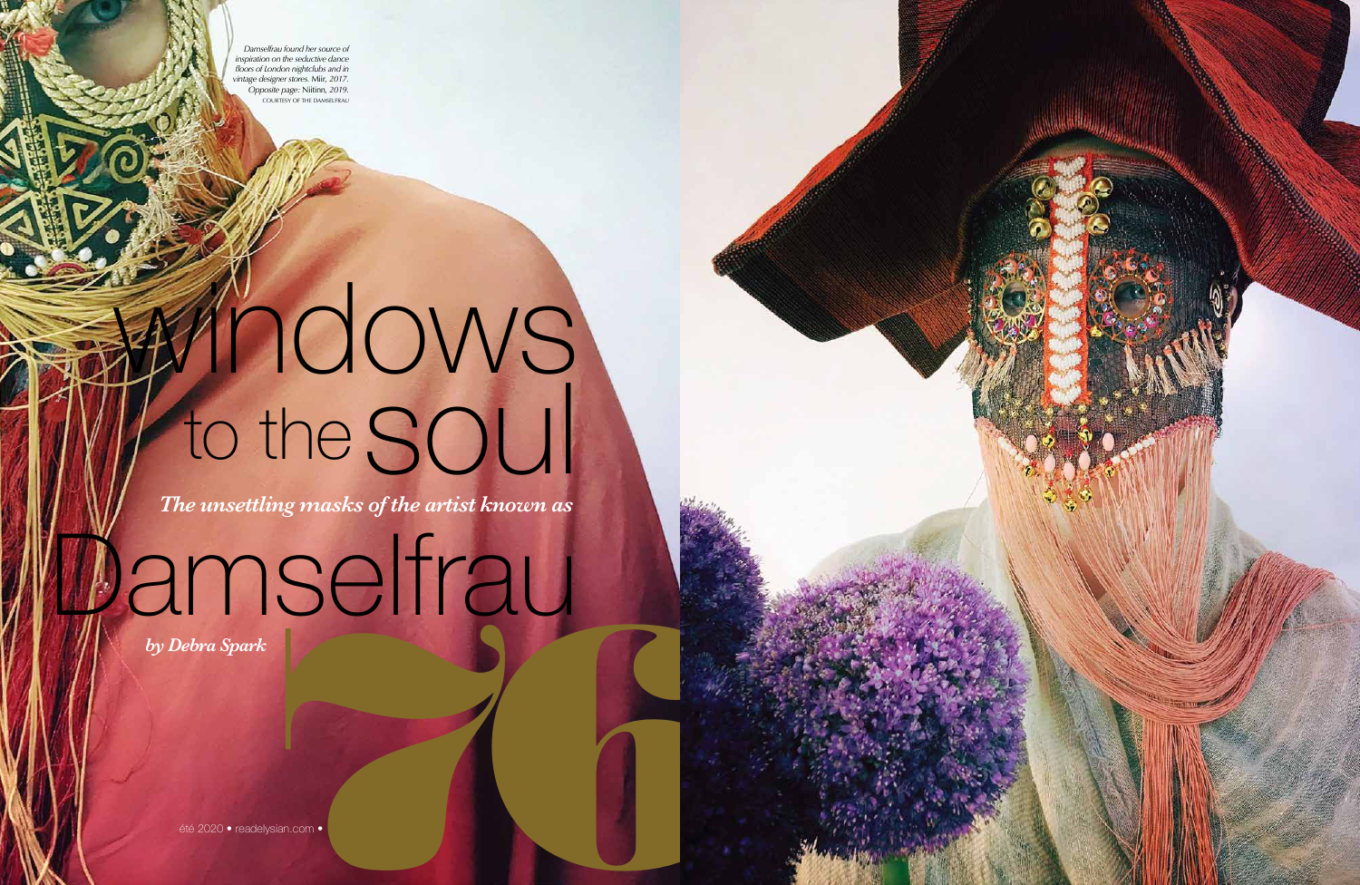# windows to the soul

***The unsettling masks of the artist known as***

# Damselfrau

***by Debra Spark***

*Damselfrau found her source of inspiration on the seductive dance floors of London nightclubs and in vintage designer stores. Miir, 2017. Opposite page: Niitinn, 2019.*

COURTESY OF THE DAMSELFRAU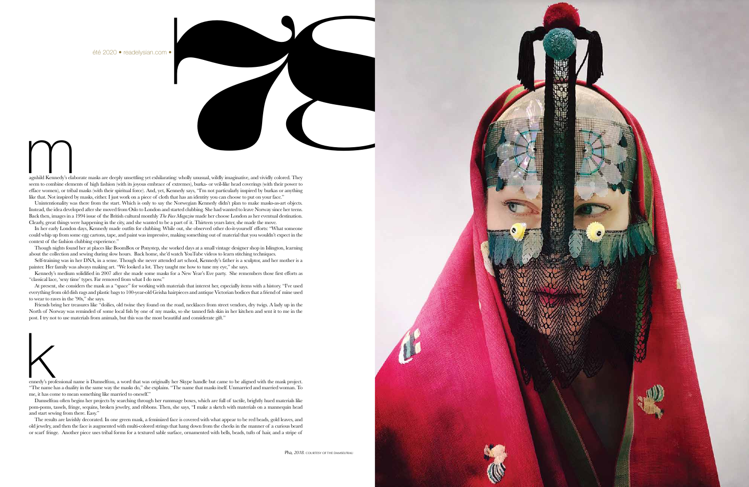Ragnhild Kennedy's elaborate masks are deeply unsettling yet exhilarating: wholly unusual, wildly imaginative, and vividly colored. They seem to combine elements of high fashion (with its joyous embrace of extremes), burka- or veil-like head coverings (with their power to efface women), or tribal masks (with their spiritual force). And, yet, Kennedy says, "I'm not particularly inspired by burkas or anything like that. Not inspired by masks, either. I just work on a piece of cloth that has an identity you can choose to put on your face."

Unintentionality was there from the start. Which is only to say the Norwegian Kennedy didn't plan to make masks-as-art objects. Instead, the idea developed after she moved from Oslo to London and started clubbing. She had wanted to leave Norway since her teens. Back then, images in a 1994 issue of the British cultural monthly *The Face Magazine* made her choose London as her eventual destination. Clearly, great things were happening in the city, and she wanted to be a part of it. Thirteen years later, she made the move.

In her early London days, Kennedy made outfits for clubbing. While out, she observed other do-it-yourself efforts: "What someone could whip up from some egg cartons, tape, and paint was impressive, making something out of material that you wouldn't expect in the context of the fashion clubbing experience."

Though nights found her at places like BoomBox or Ponystep, she worked days at a small vintage designer shop in Islington, learning about the collection and sewing during slow hours. Back home, she'd watch YouTube videos to learn stitching techniques.

Self-training was in her DNA, in a sense. Though she never attended art school, Kennedy's father is a sculptor, and her mother is a painter. Her family was always making art. "We looked a lot. They taught me how to tune my eye," she says.

Kennedy's medium solidified in 2007 after she made some masks for a New Year's Eve party. She remembers those first efforts as "classical lace, 'sexy time' types. Far removed from what I do now."

At present, she considers the mask as a "space" for working with materials that interest her, especially items with a history. "I've used everything from old dish rags and plastic bags to 100-year-old Geisha hairpieces and antique Victorian bodices that a friend of mine used to wear to raves in the '90s," she says.

Friends bring her treasures like "doilies, old twine they found on the road, necklaces from street vendors, dry twigs. A lady up in the North of Norway was reminded of some local fish by one of my masks, so she tanned fish skin in her kitchen and sent it to me in the post. I try not to use materials from animals, but this was the most beautiful and considerate gift."

Kennedy's professional name is Damselfrau, a word that was originally her Skype handle but came to be aligned with the mask project. "The name has a duality in the same way the masks do," she explains. "The name that masks itself. Unmarried and married woman. To me, it has come to mean something like married to oneself."

Damselfrau often begins her projects by searching through her rummage boxes, which are full of tactile, brightly hued materials like pom-poms, tassels, fringe, sequins, broken jewelry, and ribbons. Then, she says, "I make a sketch with materials on a mannequin head and start sewing from there. Easy."

The results are lavishly decorated. In one green mask, a feminized face is covered with what appear to be red beads, gold leaves, and old jewelry, and then the face is augmented with multi-colored strings that hang down from the cheeks in the manner of a curious beard or scarf fringe. Another piece uses tribal forms for a textured sable surface, ornamented with bells, beads, tufts of hair, and a stripe of

*Pha, 2018.* COURTESY OF THE DAMSELFRAU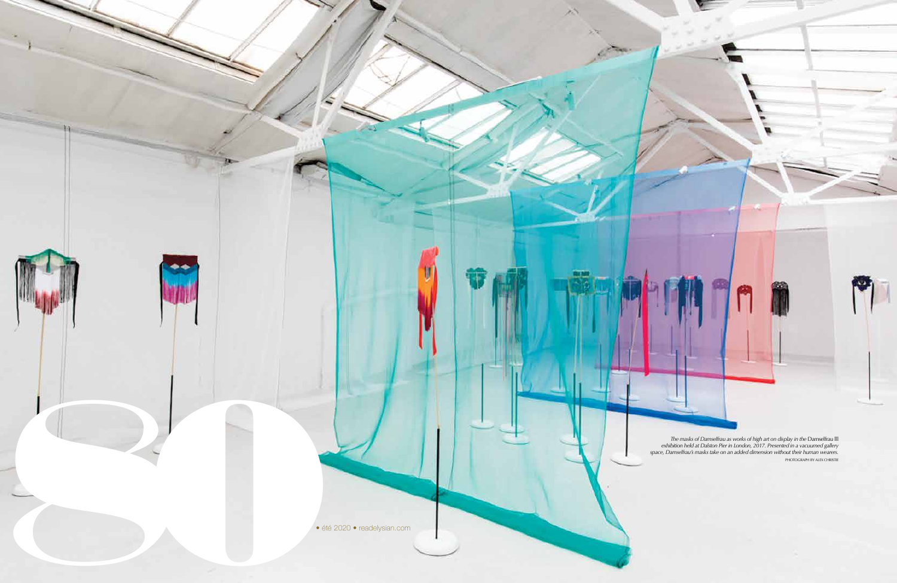*The masks of Damselfrau as works of high art on display in the* Damselfrau III *exhibition held at Dalston Pier in London, 2017. Presented in a vacuumed gallery space, Damselfrau's masks take on an added dimension without their human wearers.*

PHOTOGRAPH BY ALEX CHRISTIE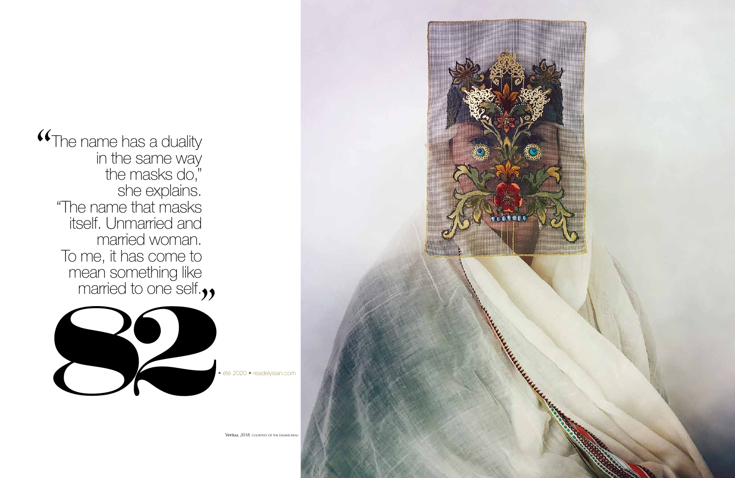> "The name has a duality in the same way the masks do," she explains. "The name that masks itself. Unmarried and married woman. To me, it has come to mean something like married to one self."

*Ventua, 2018.* COURTESY OF THE DAMSELFRAU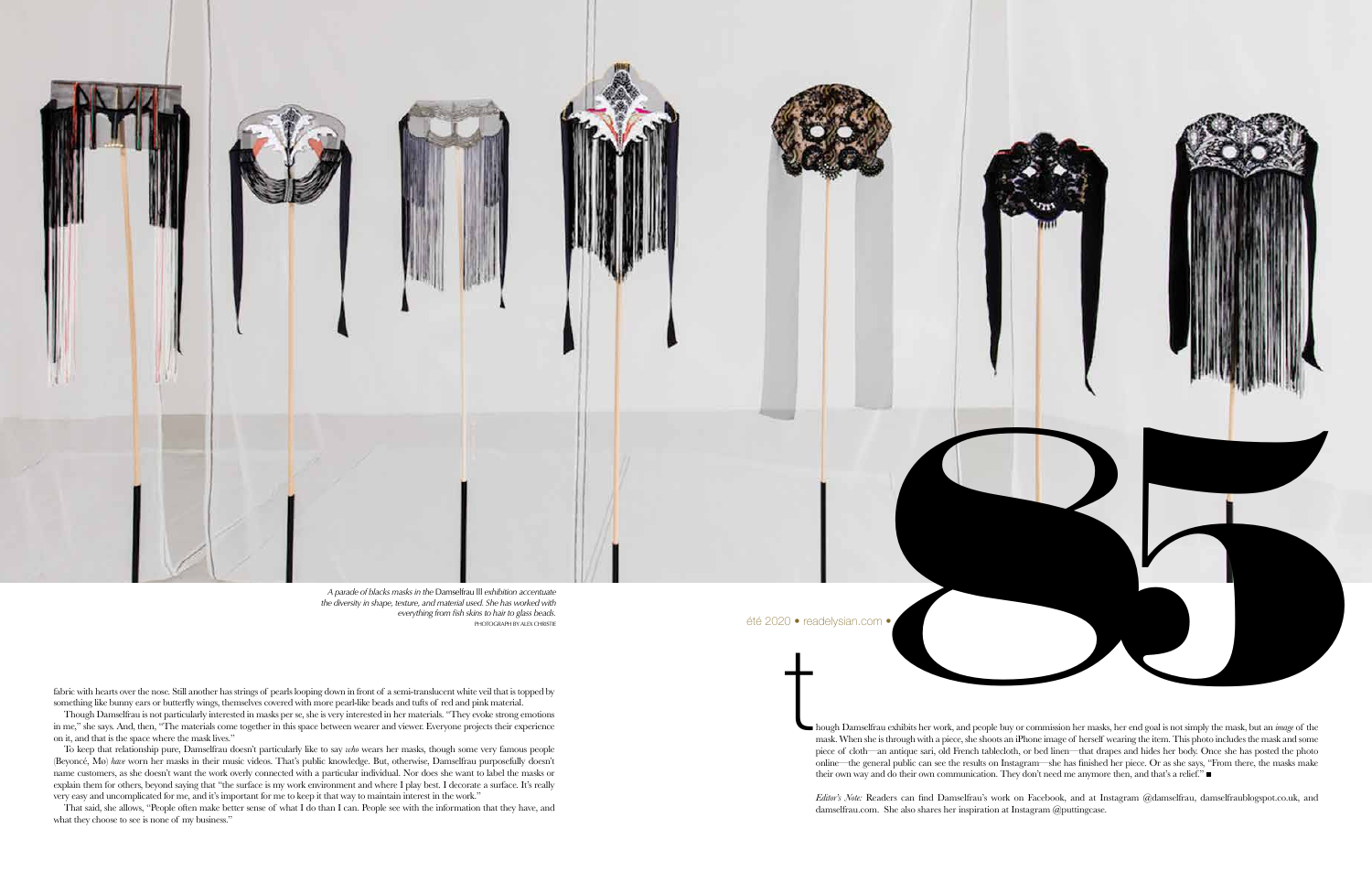*A parade of blacks masks in the* Damselfrau III *exhibition accentuate the diversity in shape, texture, and material used. She has worked with everything from fish skins to hair to glass beads.*
PHOTOGRAPH BY ALEX CHRISTIE

fabric with hearts over the nose. Still another has strings of pearls looping down in front of a semi-translucent white veil that is topped by something like bunny ears or butterfly wings, themselves covered with more pearl-like beads and tufts of red and pink material.

Though Damselfrau is not particularly interested in masks per se, she is very interested in her materials. "They evoke strong emotions in me," she says. And, then, "The materials come together in this space between wearer and viewer. Everyone projects their experience on it, and that is the space where the mask lives."

To keep that relationship pure, Damselfrau doesn't particularly like to say *who* wears her masks, though some very famous people (Beyoncé, Mø) *have* worn her masks in their music videos. That's public knowledge. But, otherwise, Damselfrau purposefully doesn't name customers, as she doesn't want the work overly connected with a particular individual. Nor does she want to label the masks or explain them for others, beyond saying that "the surface is my work environment and where I play best. I decorate a surface. It's really very easy and uncomplicated for me, and it's important for me to keep it that way to maintain interest in the work."

That said, she allows, "People often make better sense of what I do than I can. People see with the information that they have, and what they choose to see is none of my business."

Though Damselfrau exhibits her work, and people buy or commission her masks, her end goal is not simply the mask, but an *image* of the mask. When she is through with a piece, she shoots an iPhone image of herself wearing the item. This photo includes the mask and some piece of cloth—an antique sari, old French tablecloth, or bed linen—that drapes and hides her body. Once she has posted the photo online—the general public can see the results on Instagram—she has finished her piece. Or as she says, "From there, the masks make their own way and do their own communication. They don't need me anymore then, and that's a relief." ■

*Editor's Note:* Readers can find Damselfrau's work on Facebook, and at Instagram @damselfrau, damselfraublogspot.co.uk, and damselfrau.com. She also shares her inspiration at Instagram @puttingcase.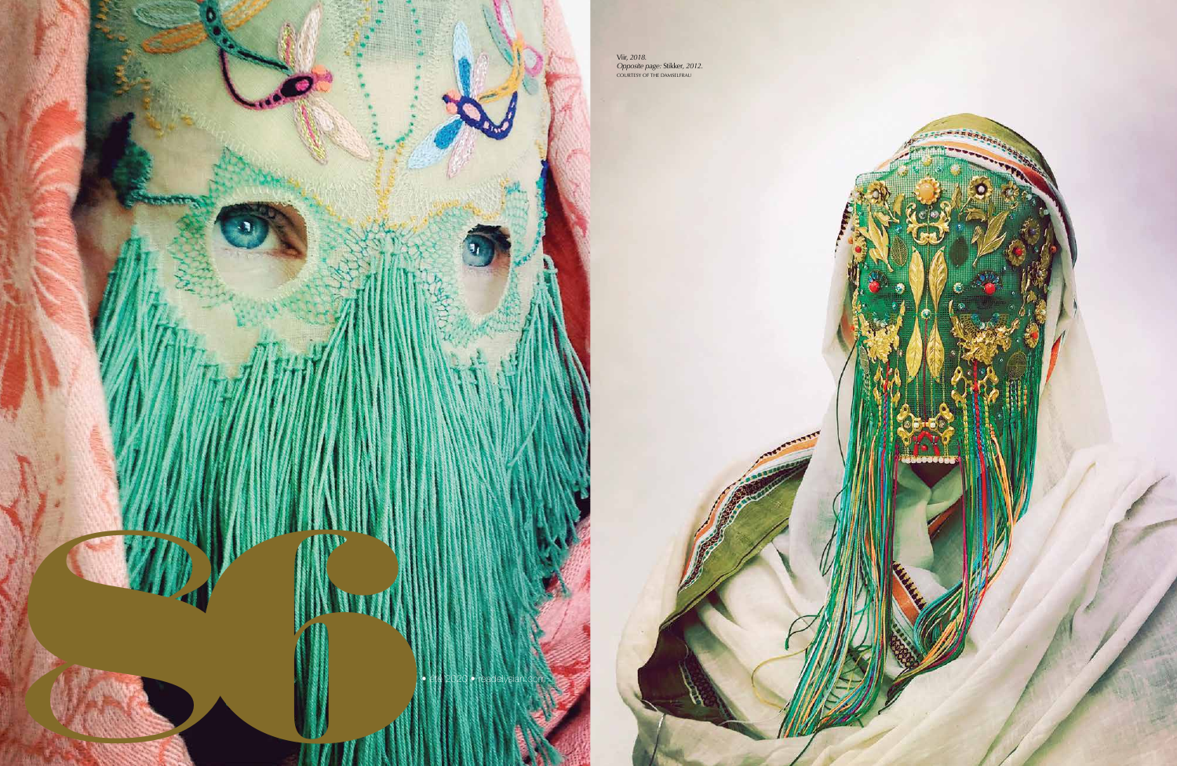*Viir, 2018.*
*Opposite page: Stikker, 2012.*
COURTESY OF THE DAMSELFRAU